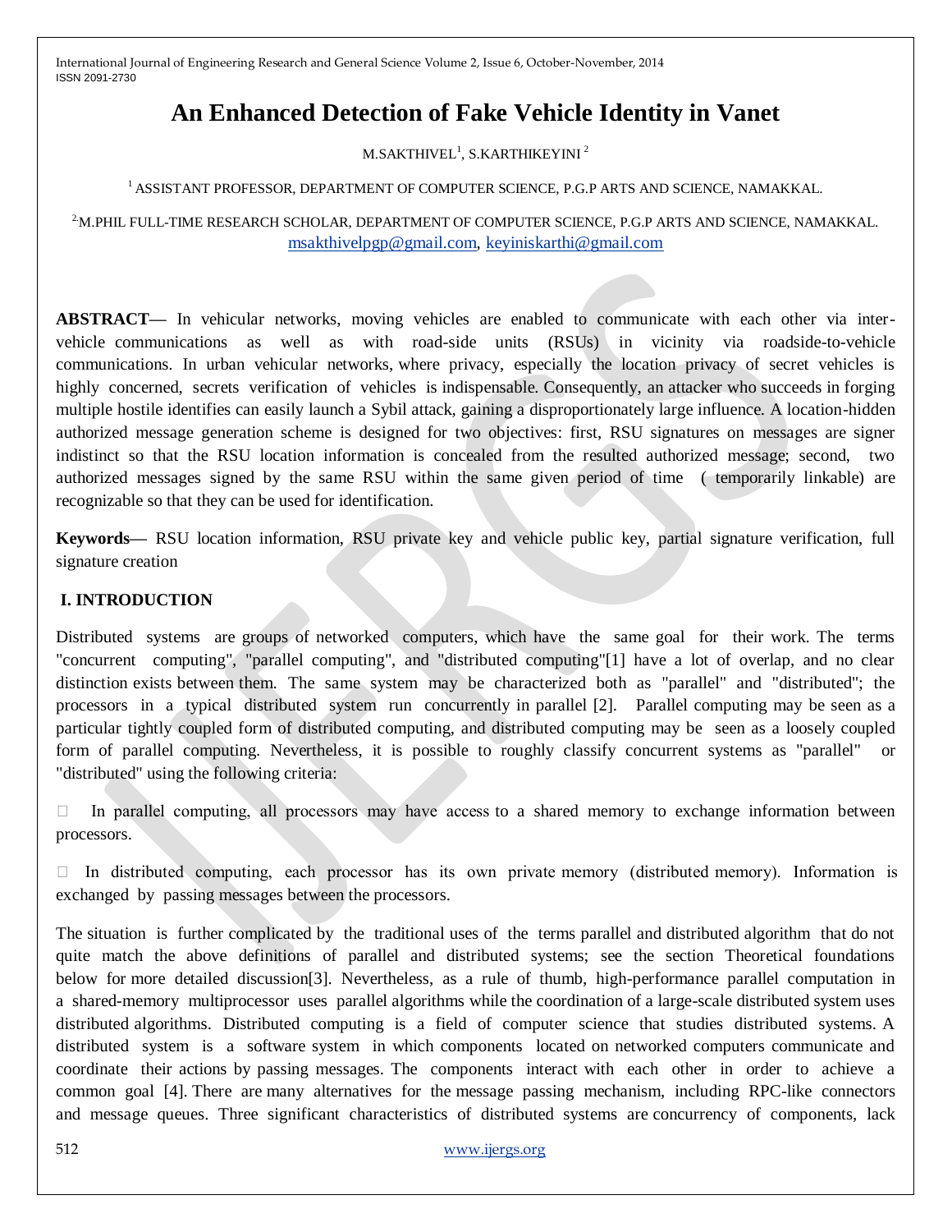# An Enhanced Detection of Fake Vehicle Identity in Vanet

M.SAKTHIVEL[1], S.KARTHIKEYINI [2]

[1] ASSISTANT PROFESSOR, DEPARTMENT OF COMPUTER SCIENCE, P.G.P ARTS AND SCIENCE, NAMAKKAL.

[2] M.PHIL FULL-TIME RESEARCH SCHOLAR, DEPARTMENT OF COMPUTER SCIENCE, P.G.P ARTS AND SCIENCE, NAMAKKAL.
msakthivelpgp@gmail.com, keyiniskarthi@gmail.com

**ABSTRACT—** In vehicular networks, moving vehicles are enabled to communicate with each other via inter-vehicle communications as well as with road-side units (RSUs) in vicinity via roadside-to-vehicle communications. In urban vehicular networks, where privacy, especially the location privacy of secret vehicles is highly concerned, secrets verification of vehicles is indispensable. Consequently, an attacker who succeeds in forging multiple hostile identifies can easily launch a Sybil attack, gaining a disproportionately large influence. A location-hidden authorized message generation scheme is designed for two objectives: first, RSU signatures on messages are signer indistinct so that the RSU location information is concealed from the resulted authorized message; second, two authorized messages signed by the same RSU within the same given period of time ( temporarily linkable) are recognizable so that they can be used for identification.

**Keywords—** RSU location information, RSU private key and vehicle public key, partial signature verification, full signature creation

## I. INTRODUCTION

Distributed systems are groups of networked computers, which have the same goal for their work. The terms "concurrent computing", "parallel computing", and "distributed computing"[1] have a lot of overlap, and no clear distinction exists between them. The same system may be characterized both as "parallel" and "distributed"; the processors in a typical distributed system run concurrently in parallel [2]. Parallel computing may be seen as a particular tightly coupled form of distributed computing, and distributed computing may be seen as a loosely coupled form of parallel computing. Nevertheless, it is possible to roughly classify concurrent systems as "parallel" or "distributed" using the following criteria:

- In parallel computing, all processors may have access to a shared memory to exchange information between processors.
- In distributed computing, each processor has its own private memory (distributed memory). Information is exchanged by passing messages between the processors.

The situation is further complicated by the traditional uses of the terms parallel and distributed algorithm that do not quite match the above definitions of parallel and distributed systems; see the section Theoretical foundations below for more detailed discussion[3]. Nevertheless, as a rule of thumb, high-performance parallel computation in a shared-memory multiprocessor uses parallel algorithms while the coordination of a large-scale distributed system uses distributed algorithms. Distributed computing is a field of computer science that studies distributed systems. A distributed system is a software system in which components located on networked computers communicate and coordinate their actions by passing messages. The components interact with each other in order to achieve a common goal [4]. There are many alternatives for the message passing mechanism, including RPC-like connectors and message queues. Three significant characteristics of distributed systems are concurrency of components, lack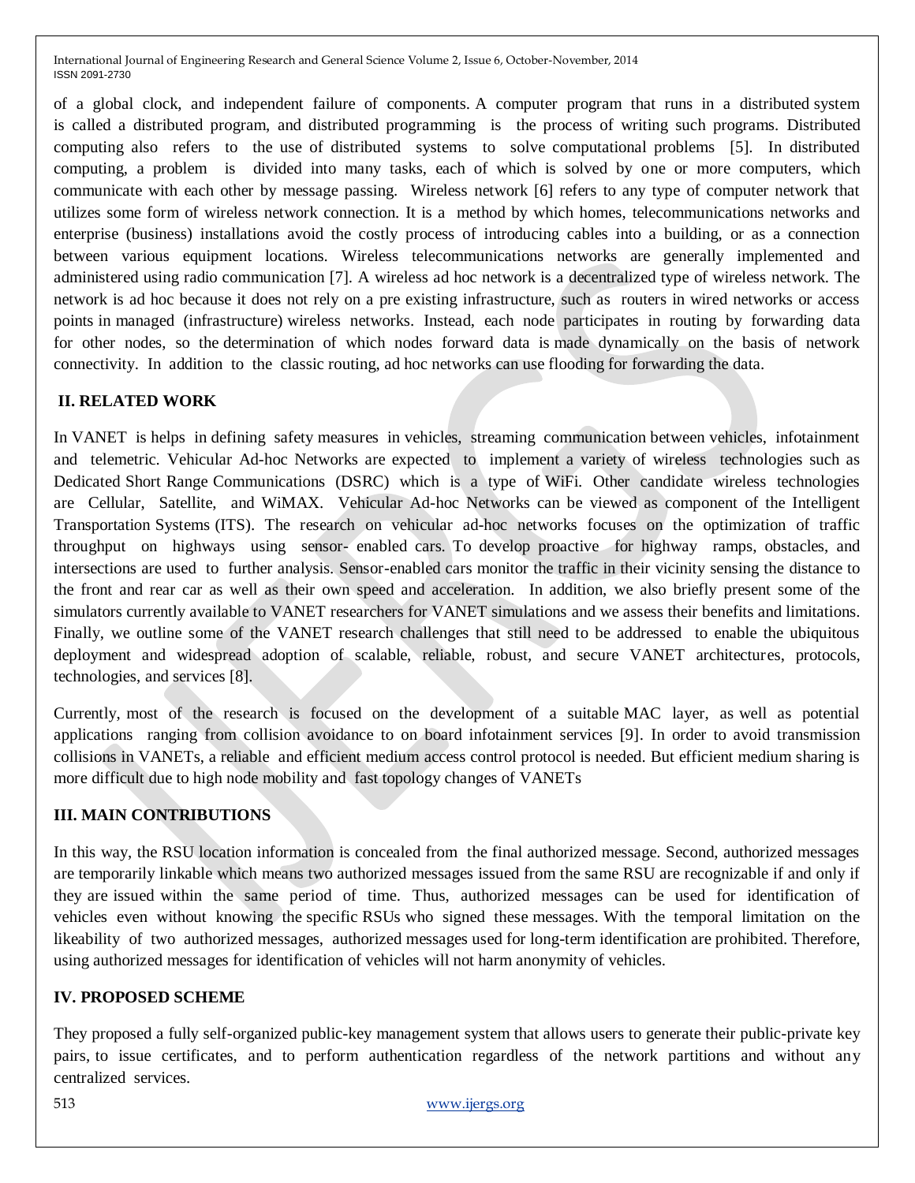of a global clock, and independent failure of components. A computer program that runs in a distributed system is called a distributed program, and distributed programming is the process of writing such programs. Distributed computing also refers to the use of distributed systems to solve computational problems [5]. In distributed computing, a problem is divided into many tasks, each of which is solved by one or more computers, which communicate with each other by message passing. Wireless network [6] refers to any type of computer network that utilizes some form of wireless network connection. It is a method by which homes, telecommunications networks and enterprise (business) installations avoid the costly process of introducing cables into a building, or as a connection between various equipment locations. Wireless telecommunications networks are generally implemented and administered using radio communication [7]. A wireless ad hoc network is a decentralized type of wireless network. The network is ad hoc because it does not rely on a pre existing infrastructure, such as routers in wired networks or access points in managed (infrastructure) wireless networks. Instead, each node participates in routing by forwarding data for other nodes, so the determination of which nodes forward data is made dynamically on the basis of network connectivity. In addition to the classic routing, ad hoc networks can use flooding for forwarding the data.

## II. RELATED WORK

In VANET is helps in defining safety measures in vehicles, streaming communication between vehicles, infotainment and telemetric. Vehicular Ad-hoc Networks are expected to implement a variety of wireless technologies such as Dedicated Short Range Communications (DSRC) which is a type of WiFi. Other candidate wireless technologies are Cellular, Satellite, and WiMAX. Vehicular Ad-hoc Networks can be viewed as component of the Intelligent Transportation Systems (ITS). The research on vehicular ad-hoc networks focuses on the optimization of traffic throughput on highways using sensor- enabled cars. To develop proactive for highway ramps, obstacles, and intersections are used to further analysis. Sensor-enabled cars monitor the traffic in their vicinity sensing the distance to the front and rear car as well as their own speed and acceleration. In addition, we also briefly present some of the simulators currently available to VANET researchers for VANET simulations and we assess their benefits and limitations. Finally, we outline some of the VANET research challenges that still need to be addressed to enable the ubiquitous deployment and widespread adoption of scalable, reliable, robust, and secure VANET architectures, protocols, technologies, and services [8].

Currently, most of the research is focused on the development of a suitable MAC layer, as well as potential applications ranging from collision avoidance to on board infotainment services [9]. In order to avoid transmission collisions in VANETs, a reliable and efficient medium access control protocol is needed. But efficient medium sharing is more difficult due to high node mobility and fast topology changes of VANETs

## III. MAIN CONTRIBUTIONS

In this way, the RSU location information is concealed from the final authorized message. Second, authorized messages are temporarily linkable which means two authorized messages issued from the same RSU are recognizable if and only if they are issued within the same period of time. Thus, authorized messages can be used for identification of vehicles even without knowing the specific RSUs who signed these messages. With the temporal limitation on the likeability of two authorized messages, authorized messages used for long-term identification are prohibited. Therefore, using authorized messages for identification of vehicles will not harm anonymity of vehicles.

## IV. PROPOSED SCHEME

They proposed a fully self-organized public-key management system that allows users to generate their public-private key pairs, to issue certificates, and to perform authentication regardless of the network partitions and without any centralized services.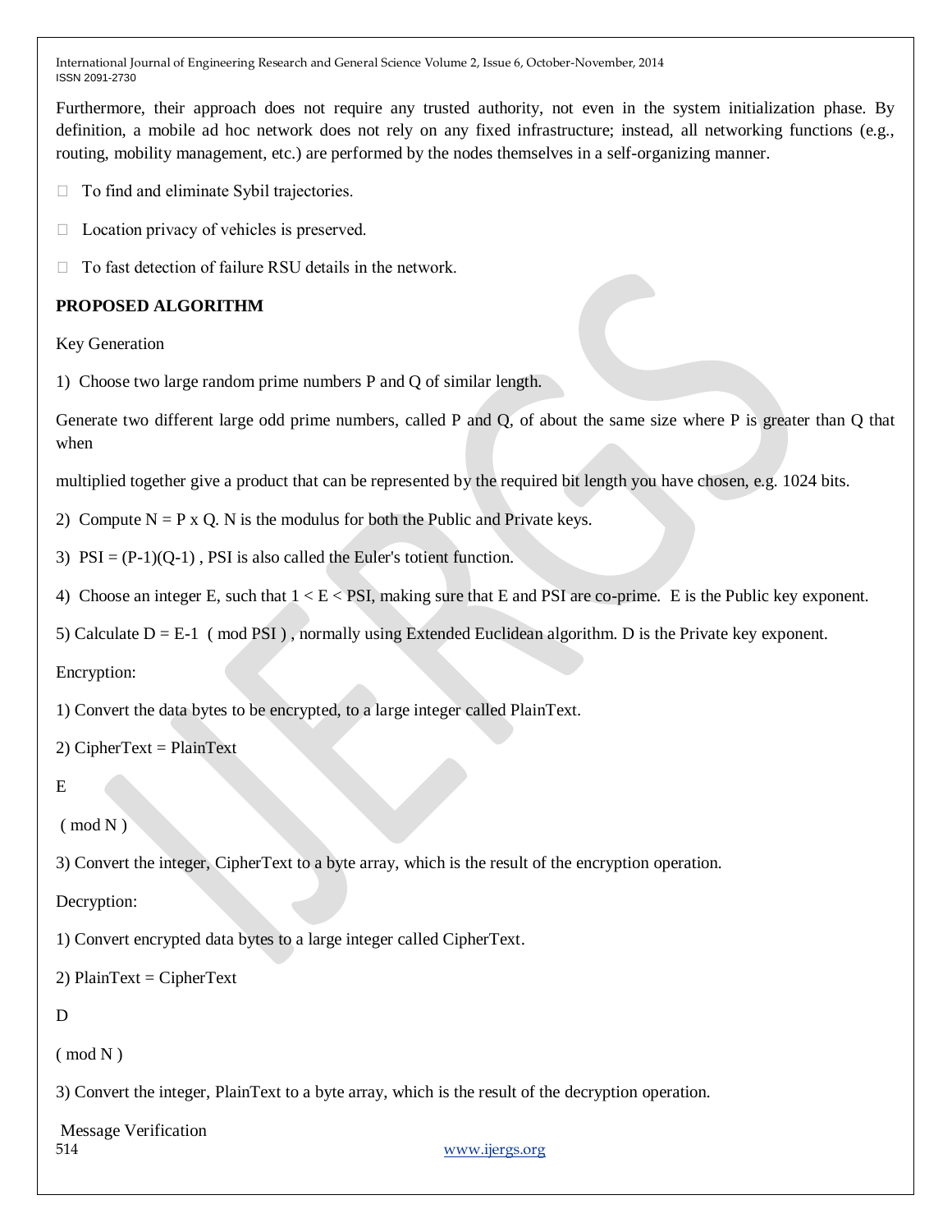Furthermore, their approach does not require any trusted authority, not even in the system initialization phase. By definition, a mobile ad hoc network does not rely on any fixed infrastructure; instead, all networking functions (e.g., routing, mobility management, etc.) are performed by the nodes themselves in a self-organizing manner.

- To find and eliminate Sybil trajectories.
- Location privacy of vehicles is preserved.
- To fast detection of failure RSU details in the network.

**PROPOSED ALGORITHM**

Key Generation

1) Choose two large random prime numbers P and Q of similar length.

Generate two different large odd prime numbers, called P and Q, of about the same size where P is greater than Q that when

multiplied together give a product that can be represented by the required bit length you have chosen, e.g. 1024 bits.

2) Compute N = P x Q. N is the modulus for both the Public and Private keys.

3) PSI = (P-1)(Q-1) , PSI is also called the Euler's totient function.

4) Choose an integer E, such that 1 < E < PSI, making sure that E and PSI are co-prime. E is the Public key exponent.

5) Calculate D = E-1 ( mod PSI ) , normally using Extended Euclidean algorithm. D is the Private key exponent.

Encryption:

1) Convert the data bytes to be encrypted, to a large integer called PlainText.

2) CipherText = PlainText

E

( mod N )

3) Convert the integer, CipherText to a byte array, which is the result of the encryption operation.

Decryption:

1) Convert encrypted data bytes to a large integer called CipherText.

2) PlainText = CipherText

D

( mod N )

3) Convert the integer, PlainText to a byte array, which is the result of the decryption operation.

Message Verification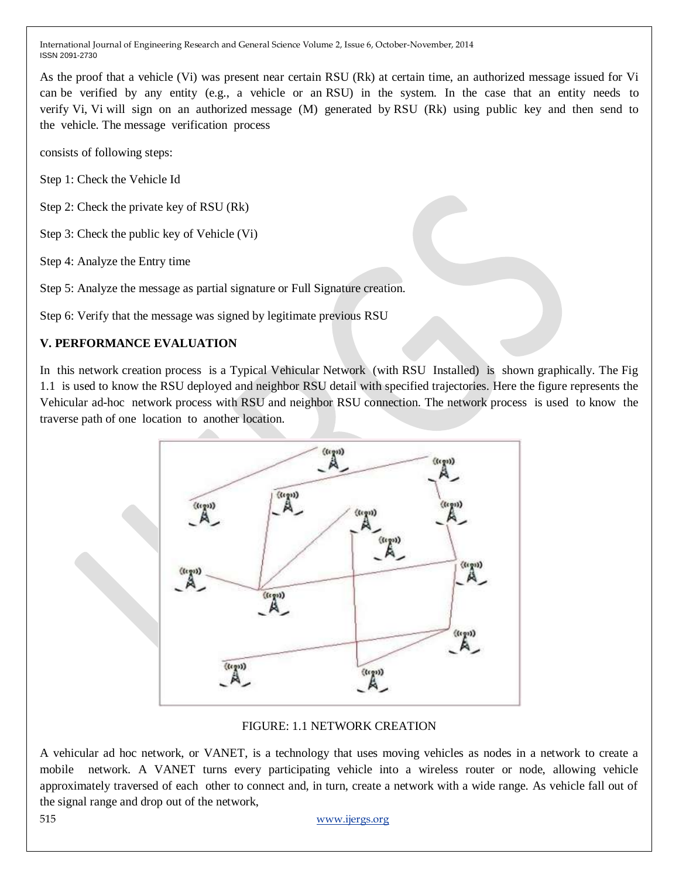As the proof that a vehicle (Vi) was present near certain RSU (Rk) at certain time, an authorized message issued for Vi can be verified by any entity (e.g., a vehicle or an RSU) in the system. In the case that an entity needs to verify Vi, Vi will sign on an authorized message (M) generated by RSU (Rk) using public key and then send to the vehicle. The message verification process

consists of following steps:

Step 1: Check the Vehicle Id

Step 2: Check the private key of RSU (Rk)

Step 3: Check the public key of Vehicle (Vi)

Step 4: Analyze the Entry time

Step 5: Analyze the message as partial signature or Full Signature creation.

Step 6: Verify that the message was signed by legitimate previous RSU

## V. PERFORMANCE EVALUATION

In this network creation process is a Typical Vehicular Network (with RSU Installed) is shown graphically. The Fig 1.1 is used to know the RSU deployed and neighbor RSU detail with specified trajectories. Here the figure represents the Vehicular ad-hoc network process with RSU and neighbor RSU connection. The network process is used to know the traverse path of one location to another location.

FIGURE: 1.1 NETWORK CREATION

A vehicular ad hoc network, or VANET, is a technology that uses moving vehicles as nodes in a network to create a mobile network. A VANET turns every participating vehicle into a wireless router or node, allowing vehicle approximately traversed of each other to connect and, in turn, create a network with a wide range. As vehicle fall out of the signal range and drop out of the network,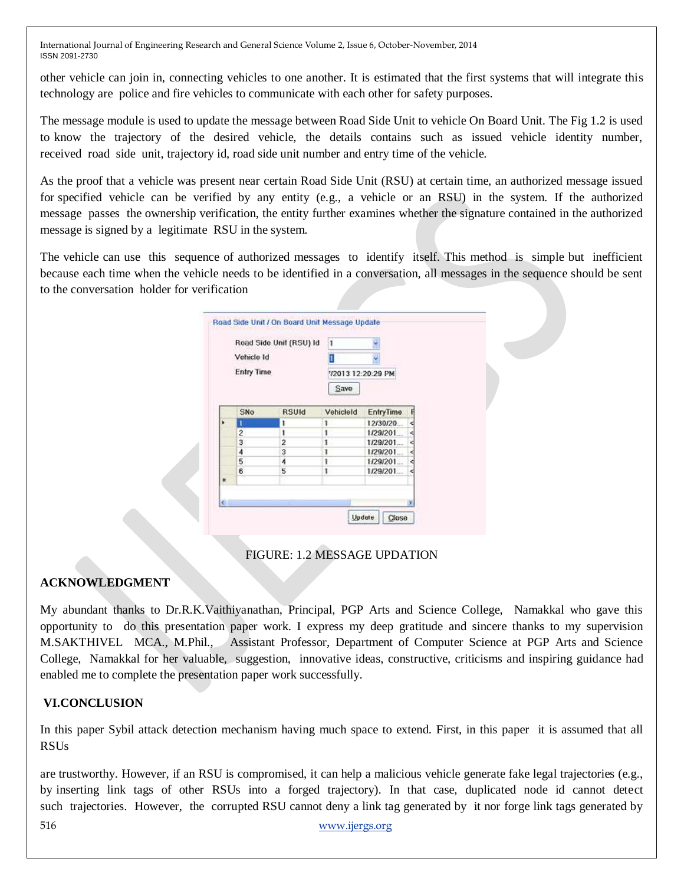other vehicle can join in, connecting vehicles to one another. It is estimated that the first systems that will integrate this technology are police and fire vehicles to communicate with each other for safety purposes.

The message module is used to update the message between Road Side Unit to vehicle On Board Unit. The Fig 1.2 is used to know the trajectory of the desired vehicle, the details contains such as issued vehicle identity number, received road side unit, trajectory id, road side unit number and entry time of the vehicle.

As the proof that a vehicle was present near certain Road Side Unit (RSU) at certain time, an authorized message issued for specified vehicle can be verified by any entity (e.g., a vehicle or an RSU) in the system. If the authorized message passes the ownership verification, the entity further examines whether the signature contained in the authorized message is signed by a legitimate RSU in the system.

The vehicle can use this sequence of authorized messages to identify itself. This method is simple but inefficient because each time when the vehicle needs to be identified in a conversation, all messages in the sequence should be sent to the conversation holder for verification

FIGURE: 1.2 MESSAGE UPDATION

## ACKNOWLEDGMENT

My abundant thanks to Dr.R.K.Vaithiyanathan, Principal, PGP Arts and Science College, Namakkal who gave this opportunity to do this presentation paper work. I express my deep gratitude and sincere thanks to my supervision M.SAKTHIVEL MCA., M.Phil., Assistant Professor, Department of Computer Science at PGP Arts and Science College, Namakkal for her valuable, suggestion, innovative ideas, constructive, criticisms and inspiring guidance had enabled me to complete the presentation paper work successfully.

## VI.CONCLUSION

In this paper Sybil attack detection mechanism having much space to extend. First, in this paper it is assumed that all RSUs

are trustworthy. However, if an RSU is compromised, it can help a malicious vehicle generate fake legal trajectories (e.g., by inserting link tags of other RSUs into a forged trajectory). In that case, duplicated node id cannot detect such trajectories. However, the corrupted RSU cannot deny a link tag generated by it nor forge link tags generated by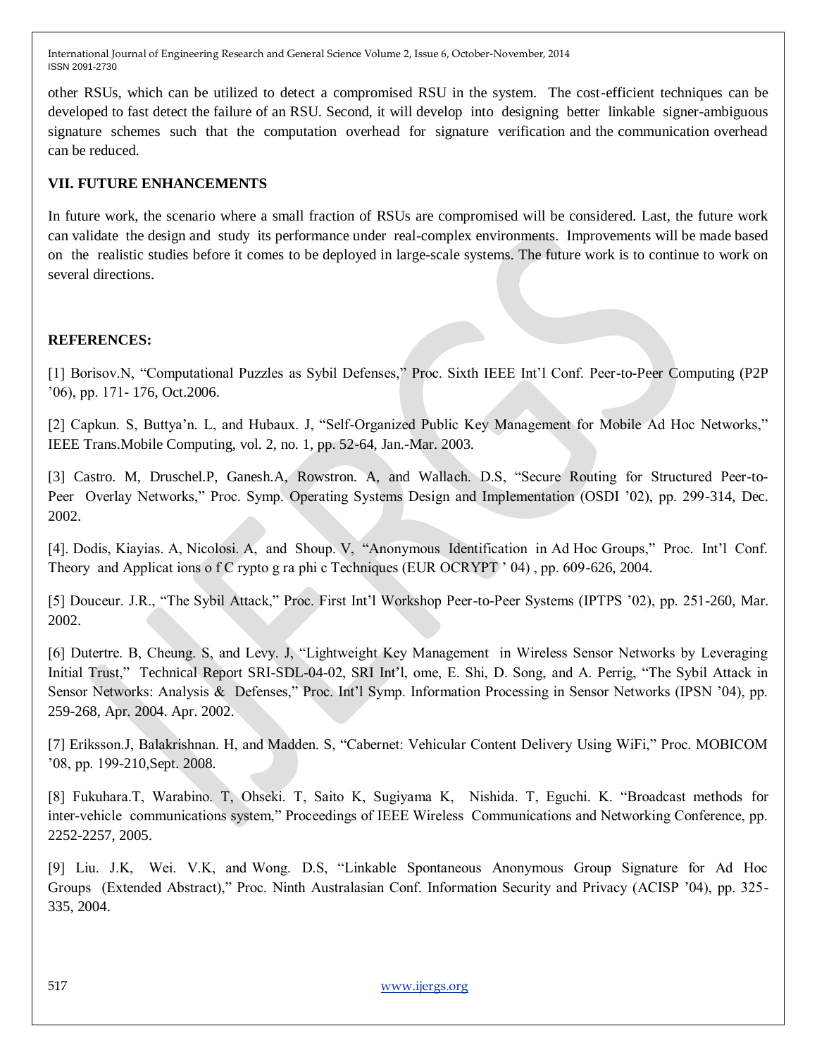other RSUs, which can be utilized to detect a compromised RSU in the system. The cost-efficient techniques can be developed to fast detect the failure of an RSU. Second, it will develop into designing better linkable signer-ambiguous signature schemes such that the computation overhead for signature verification and the communication overhead can be reduced.

## VII. FUTURE ENHANCEMENTS

In future work, the scenario where a small fraction of RSUs are compromised will be considered. Last, the future work can validate the design and study its performance under real-complex environments. Improvements will be made based on the realistic studies before it comes to be deployed in large-scale systems. The future work is to continue to work on several directions.

## REFERENCES:

[1] Borisov.N, "Computational Puzzles as Sybil Defenses," Proc. Sixth IEEE Int'l Conf. Peer-to-Peer Computing (P2P '06), pp. 171- 176, Oct.2006.

[2] Capkun. S, Buttya'n. L, and Hubaux. J, "Self-Organized Public Key Management for Mobile Ad Hoc Networks," IEEE Trans.Mobile Computing, vol. 2, no. 1, pp. 52-64, Jan.-Mar. 2003.

[3] Castro. M, Druschel.P, Ganesh.A, Rowstron. A, and Wallach. D.S, "Secure Routing for Structured Peer-to-Peer Overlay Networks," Proc. Symp. Operating Systems Design and Implementation (OSDI '02), pp. 299-314, Dec. 2002.

[4]. Dodis, Kiayias. A, Nicolosi. A, and Shoup. V, "Anonymous Identification in Ad Hoc Groups," Proc. Int'l Conf. Theory and Applicat ions o f C rypto g ra phi c Techniques (EUR OCRYPT ' 04) , pp. 609-626, 2004.

[5] Douceur. J.R., "The Sybil Attack," Proc. First Int'l Workshop Peer-to-Peer Systems (IPTPS '02), pp. 251-260, Mar. 2002.

[6] Dutertre. B, Cheung. S, and Levy. J, "Lightweight Key Management in Wireless Sensor Networks by Leveraging Initial Trust," Technical Report SRI-SDL-04-02, SRI Int'l, ome, E. Shi, D. Song, and A. Perrig, "The Sybil Attack in Sensor Networks: Analysis & Defenses," Proc. Int'l Symp. Information Processing in Sensor Networks (IPSN '04), pp. 259-268, Apr. 2004. Apr. 2002.

[7] Eriksson.J, Balakrishnan. H, and Madden. S, "Cabernet: Vehicular Content Delivery Using WiFi," Proc. MOBICOM '08, pp. 199-210,Sept. 2008.

[8] Fukuhara.T, Warabino. T, Ohseki. T, Saito K, Sugiyama K, Nishida. T, Eguchi. K. "Broadcast methods for inter-vehicle communications system," Proceedings of IEEE Wireless Communications and Networking Conference, pp. 2252-2257, 2005.

[9] Liu. J.K, Wei. V.K, and Wong. D.S, "Linkable Spontaneous Anonymous Group Signature for Ad Hoc Groups (Extended Abstract)," Proc. Ninth Australasian Conf. Information Security and Privacy (ACISP '04), pp. 325-335, 2004.